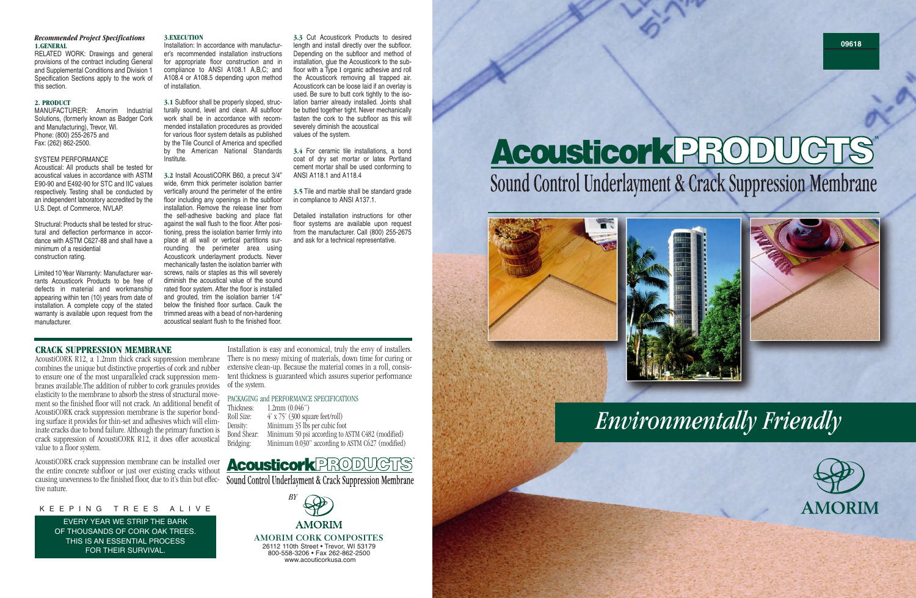## *Recommended Project Specifications*

### 1. GENERAL

RELATED WORK: Drawings and general provisions of the contract including General and Supplemental Conditions and Division 1 Specification Sections apply to the work of this section.

### 2. PRODUCT

MANUFACTURER: Amorim Industrial Solutions, (formerly known as Badger Cork and Manufacturing), Trevor, WI.
Phone: (800) 255-2675 and
Fax: (262) 862-2500.

SYSTEM PERFORMANCE

Acoustical: All products shall be tested for acoustical values in accordance with ASTM E90-90 and E492-90 for STC and IIC values respectively. Testing shall be conducted by an independent laboratory accredited by the U.S. Dept. of Commerce, NVLAP.

Structural: Products shall be tested for structural and deflection performance in accordance with ASTM C627-88 and shall have a minimum of a residential construction rating.

Limited 10 Year Warranty: Manufacturer warrants Acousticork Products to be free of defects in material and workmanship appearing within ten (10) years from date of installation. A complete copy of the stated warranty is available upon request from the manufacturer.

### 3. EXECUTION

Installation: In accordance with manufacturer's recommended installation instructions for appropriate floor construction and in compliance to ANSI A108.1 A,B,C; and A108.4 or A108.5 depending upon method of installation.

**3.1** Subfloor shall be properly sloped, structurally sound, level and clean. All subfloor work shall be in accordance with recommended installation procedures as provided for various floor system details as published by the Tile Council of America and specified by the American National Standards Institute.

**3.2** Install AcoustiCORK B60, a precut 3/4" wide, 6mm thick perimeter isolation barrier vertically around the perimeter of the entire floor including any openings in the subfloor installation. Remove the release liner from the self-adhesive backing and place flat against the wall flush to the floor. After positioning, press the isolation barrier firmly into place at all wall or vertical partitions surrounding the perimeter area using Acousticork underlayment products. Never mechanically fasten the isolation barrier with screws, nails or staples as this will severely diminish the acoustical value of the sound rated floor system. After the floor is installed and grouted, trim the isolation barrier 1/4" below the finished floor surface. Caulk the trimmed areas with a bead of non-hardening acoustical sealant flush to the finished floor.

**3.3** Cut Acousticork Products to desired length and install directly over the subfloor. Depending on the subfloor and method of installation, glue the Acousticork to the subfloor with a Type I organic adhesive and roll the Acousticork removing all trapped air. Acousticork can be loose laid if an overlay is used. Be sure to butt cork tightly to the isolation barrier already installed. Joints shall be butted together tight. Never mechanically fasten the cork to the subfloor as this will severely diminish the acoustical values of the system.

**3.4** For ceramic tile installations, a bond coat of dry set mortar or latex Portland cement mortar shall be used conforming to ANSI A118.1 and A118.4

**3.5** Tile and marble shall be standard grade in compliance to ANSI A137.1.

Detailed installation instructions for other floor systems are available upon request from the manufacturer. Call (800) 255-2675 and ask for a technical representative.

## CRACK SUPPRESSION MEMBRANE

AcoustiCORK R12, a 1.2mm thick crack suppression membrane combines the unique but distinctive properties of cork and rubber to ensure one of the most unparalleled crack suppression membranes available.The addition of rubber to cork granules provides elasticity to the membrane to absorb the stress of structural movement so the finished floor will not crack. An additional benefit of AcoustiCORK crack suppression membrane is the superior bonding surface it provides for thin-set and adhesives which will eliminate cracks due to bond failure. Although the primary function is crack suppression of AcoustiCORK R12, it does offer acoustical value to a floor system.

AcoustiCORK crack suppression membrane can be installed over the entire concrete subfloor or just over existing cracks without causing unevenness to the finished floor, due to it's thin but effective nature.

Installation is easy and economical, truly the envy of installers. There is no messy mixing of materials, down time for curing or extensive clean-up. Because the material comes in a roll, consistent thickness is guaranteed which assures superior performance of the system.

PACKAGING and PERFORMANCE SPECIFICATIONS

| | |
|---|---|
| Thickness: | 1.2mm (0.046") |
| Roll Size: | 4' x 75' (300 square feet/roll) |
| Density: | Minimum 35 lbs per cubic foot |
| Bond Shear: | Minimum 50 psi according to ASTM C482 (modified) |
| Bridging: | Minimum 0.030" according to ASTM C627 (modified) |

KEEPING TREES ALIVE

EVERY YEAR WE STRIP THE BARK OF THOUSANDS OF CORK OAK TREES. THIS IS AN ESSENTIAL PROCESS FOR THEIR SURVIVAL.

**AcousticorkPRODUCTS™**
Sound Control Underlayment & Crack Suppression Membrane

*BY*
AMORIM

AMORIM CORK COMPOSITES
26112 110th Street • Trevor, WI 53179
800-558-3206 • Fax 262-862-2500
www.acouticorkusa.com

09618

# AcousticorkPRODUCTS™

## Sound Control Underlayment & Crack Suppression Membrane

*Environmentally Friendly*

AMORIM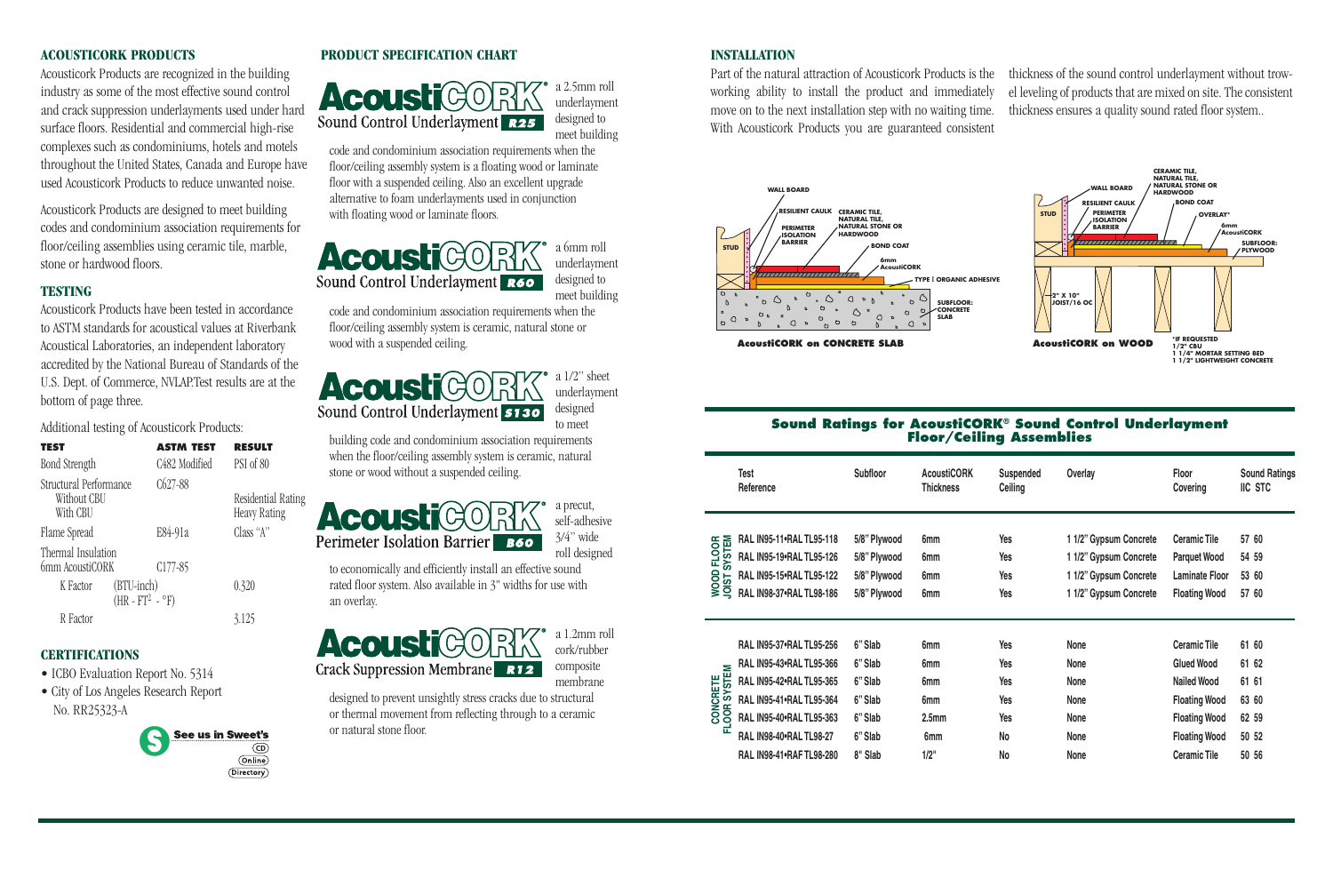## ACOUSTICORK PRODUCTS

Acousticork Products are recognized in the building industry as some of the most effective sound control and crack suppression underlayments used under hard surface floors. Residential and commercial high-rise complexes such as condominiums, hotels and motels throughout the United States, Canada and Europe have used Acousticork Products to reduce unwanted noise.

Acousticork Products are designed to meet building codes and condominium association requirements for floor/ceiling assemblies using ceramic tile, marble, stone or hardwood floors.

## TESTING

Acousticork Products have been tested in accordance to ASTM standards for acoustical values at Riverbank Acoustical Laboratories, an independent laboratory accredited by the National Bureau of Standards of the U.S. Dept. of Commerce, NVLAP.Test results are at the bottom of page three.

Additional testing of Acousticork Products:

| TEST | ASTM TEST | RESULT |
|---|---|---|
| Bond Strength | C482 Modified | PSI of 80 |
| Structural Performance | C627-88 | |
| Without CBU | | Residential Rating |
| With CBU | | Heavy Rating |
| Flame Spread | E84-91a | Class "A" |
| Thermal Insulation 6mm AcoustiCORK | C177-85 | |
| K Factor (BTU-inch) $(HR - FT^2 - °F)$ | | 0.320 |
| R Factor | | 3.125 |

## CERTIFICATIONS

- ICBO Evaluation Report No. 5314
- City of Los Angeles Research Report No. RR25323-A

See us in Sweet's CD Online Directory

## PRODUCT SPECIFICATION CHART

**AcoustiCORK® Sound Control Underlayment R25** — a 2.5mm roll underlayment designed to meet building code and condominium association requirements when the floor/ceiling assembly system is a floating wood or laminate floor with a suspended ceiling. Also an excellent upgrade alternative to foam underlayments used in conjunction with floating wood or laminate floors.

**AcoustiCORK® Sound Control Underlayment R60** — a 6mm roll underlayment designed to meet building code and condominium association requirements when the floor/ceiling assembly system is ceramic, natural stone or wood with a suspended ceiling.

**AcoustiCORK® Sound Control Underlayment S130** — a 1/2" sheet underlayment designed to meet building code and condominium association requirements when the floor/ceiling assembly system is ceramic, natural stone or wood without a suspended ceiling.

**AcoustiCORK® Perimeter Isolation Barrier B60** — a precut, self-adhesive 3/4" wide roll designed to economically and efficiently install an effective sound rated floor system. Also available in 3" widths for use with an overlay.

**AcoustiCORK® Crack Suppression Membrane R12** — a 1.2mm roll cork/rubber composite membrane designed to prevent unsightly stress cracks due to structural or thermal movement from reflecting through to a ceramic or natural stone floor.

## INSTALLATION

Part of the natural attraction of Acousticork Products is the working ability to install the product and immediately move on to the next installation step with no waiting time. With Acousticork Products you are guaranteed consistent thickness of the sound control underlayment without trowel leveling of products that are mixed on site. The consistent thickness ensures a quality sound rated floor system..

WALL BOARD
RESILIENT CAULK
PERIMETER ISOLATION BARRIER
CERAMIC TILE, NATURAL TILE, NATURAL STONE OR HARDWOOD
BOND COAT
6mm AcoustiCORK
TYPE I ORGANIC ADHESIVE
STUD
SUBFLOOR: CONCRETE SLAB

**AcoustiCORK on CONCRETE SLAB**

CERAMIC TILE, NATURAL TILE, NATURAL STONE OR HARDWOOD
WALL BOARD
BOND COAT
RESILIENT CAULK
STUD
PERIMETER ISOLATION BARRIER
OVERLAY*
6mm AcoustiCORK
SUBFLOOR: PLYWOOD
2" X 10" JOIST/16 OC

**AcoustiCORK on WOOD**

*IF REQUESTED
1/2" CBU
1 1/4" MORTAR SETTING BED
1 1/2" LIGHTWEIGHT CONCRETE

### Sound Ratings for AcoustiCORK® Sound Control Underlayment Floor/Ceiling Assemblies

| | Test Reference | Subfloor | AcoustiCORK Thickness | Suspended Ceiling | Overlay | Floor Covering | Sound Ratings IIC STC |
|---|---|---|---|---|---|---|---|
| WOOD FLOOR JOIST SYSTEM | RAL IN95-11•RAL TL95-118 | 5/8" Plywood | 6mm | Yes | 1 1/2" Gypsum Concrete | Ceramic Tile | 57 60 |
| | RAL IN95-19•RAL TL95-126 | 5/8" Plywood | 6mm | Yes | 1 1/2" Gypsum Concrete | Parquet Wood | 54 59 |
| | RAL IN95-15•RAL TL95-122 | 5/8" Plywood | 6mm | Yes | 1 1/2" Gypsum Concrete | Laminate Floor | 53 60 |
| | RAL IN98-37•RAL TL98-186 | 5/8" Plywood | 6mm | Yes | 1 1/2" Gypsum Concrete | Floating Wood | 57 60 |
| CONCRETE FLOOR SYSTEM | RAL IN95-37•RAL TL95-256 | 6" Slab | 6mm | Yes | None | Ceramic Tile | 61 60 |
| | RAL IN95-43•RAL TL95-366 | 6" Slab | 6mm | Yes | None | Glued Wood | 61 62 |
| | RAL IN95-42•RAL TL95-365 | 6" Slab | 6mm | Yes | None | Nailed Wood | 61 61 |
| | RAL IN95-41•RAL TL95-364 | 6" Slab | 6mm | Yes | None | Floating Wood | 63 60 |
| | RAL IN95-40•RAL TL95-363 | 6" Slab | 2.5mm | Yes | None | Floating Wood | 62 59 |
| | RAL IN98-40•RAL TL98-27 | 6" Slab | 6mm | No | None | Floating Wood | 50 52 |
| | RAL IN98-41•RAF TL98-280 | 8" Slab | 1/2" | No | None | Ceramic Tile | 50 56 |